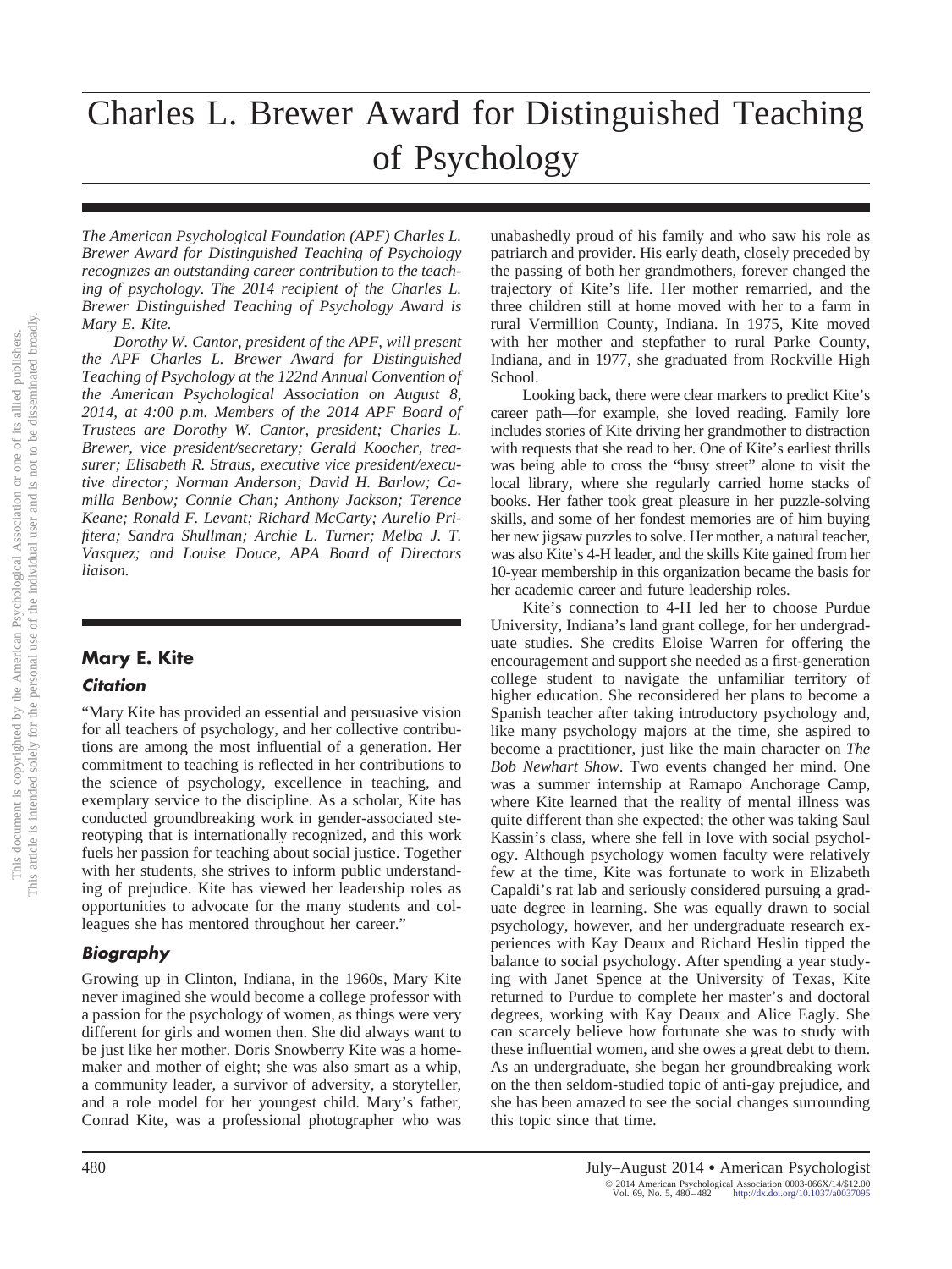# Charles L. Brewer Award for Distinguished Teaching of Psychology

*The American Psychological Foundation (APF) Charles L. Brewer Award for Distinguished Teaching of Psychology recognizes an outstanding career contribution to the teaching of psychology. The 2014 recipient of the Charles L. Brewer Distinguished Teaching of Psychology Award is Mary E. Kite.*

*Dorothy W. Cantor, president of the APF, will present the APF Charles L. Brewer Award for Distinguished Teaching of Psychology at the 122nd Annual Convention of the American Psychological Association on August 8, 2014, at 4:00 p.m. Members of the 2014 APF Board of Trustees are Dorothy W. Cantor, president; Charles L. Brewer, vice president/secretary; Gerald Koocher, treasurer; Elisabeth R. Straus, executive vice president/executive director; Norman Anderson; David H. Barlow; Camilla Benbow; Connie Chan; Anthony Jackson; Terence Keane; Ronald F. Levant; Richard McCarty; Aurelio Prifitera; Sandra Shullman; Archie L. Turner; Melba J. T. Vasquez; and Louise Douce, APA Board of Directors liaison.*

## Mary E. Kite

### Citation

"Mary Kite has provided an essential and persuasive vision for all teachers of psychology, and her collective contributions are among the most influential of a generation. Her commitment to teaching is reflected in her contributions to the science of psychology, excellence in teaching, and exemplary service to the discipline. As a scholar, Kite has conducted groundbreaking work in gender-associated stereotyping that is internationally recognized, and this work fuels her passion for teaching about social justice. Together with her students, she strives to inform public understanding of prejudice. Kite has viewed her leadership roles as opportunities to advocate for the many students and colleagues she has mentored throughout her career."

### Biography

Growing up in Clinton, Indiana, in the 1960s, Mary Kite never imagined she would become a college professor with a passion for the psychology of women, as things were very different for girls and women then. She did always want to be just like her mother. Doris Snowberry Kite was a homemaker and mother of eight; she was also smart as a whip, a community leader, a survivor of adversity, a storyteller, and a role model for her youngest child. Mary's father, Conrad Kite, was a professional photographer who was unabashedly proud of his family and who saw his role as patriarch and provider. His early death, closely preceded by the passing of both her grandmothers, forever changed the trajectory of Kite's life. Her mother remarried, and the three children still at home moved with her to a farm in rural Vermillion County, Indiana. In 1975, Kite moved with her mother and stepfather to rural Parke County, Indiana, and in 1977, she graduated from Rockville High School.

Looking back, there were clear markers to predict Kite's career path—for example, she loved reading. Family lore includes stories of Kite driving her grandmother to distraction with requests that she read to her. One of Kite's earliest thrills was being able to cross the "busy street" alone to visit the local library, where she regularly carried home stacks of books. Her father took great pleasure in her puzzle-solving skills, and some of her fondest memories are of him buying her new jigsaw puzzles to solve. Her mother, a natural teacher, was also Kite's 4-H leader, and the skills Kite gained from her 10-year membership in this organization became the basis for her academic career and future leadership roles.

Kite's connection to 4-H led her to choose Purdue University, Indiana's land grant college, for her undergraduate studies. She credits Eloise Warren for offering the encouragement and support she needed as a first-generation college student to navigate the unfamiliar territory of higher education. She reconsidered her plans to become a Spanish teacher after taking introductory psychology and, like many psychology majors at the time, she aspired to become a practitioner, just like the main character on *The Bob Newhart Show*. Two events changed her mind. One was a summer internship at Ramapo Anchorage Camp, where Kite learned that the reality of mental illness was quite different than she expected; the other was taking Saul Kassin's class, where she fell in love with social psychology. Although psychology women faculty were relatively few at the time, Kite was fortunate to work in Elizabeth Capaldi's rat lab and seriously considered pursuing a graduate degree in learning. She was equally drawn to social psychology, however, and her undergraduate research experiences with Kay Deaux and Richard Heslin tipped the balance to social psychology. After spending a year studying with Janet Spence at the University of Texas, Kite returned to Purdue to complete her master's and doctoral degrees, working with Kay Deaux and Alice Eagly. She can scarcely believe how fortunate she was to study with these influential women, and she owes a great debt to them. As an undergraduate, she began her groundbreaking work on the then seldom-studied topic of anti-gay prejudice, and she has been amazed to see the social changes surrounding this topic since that time.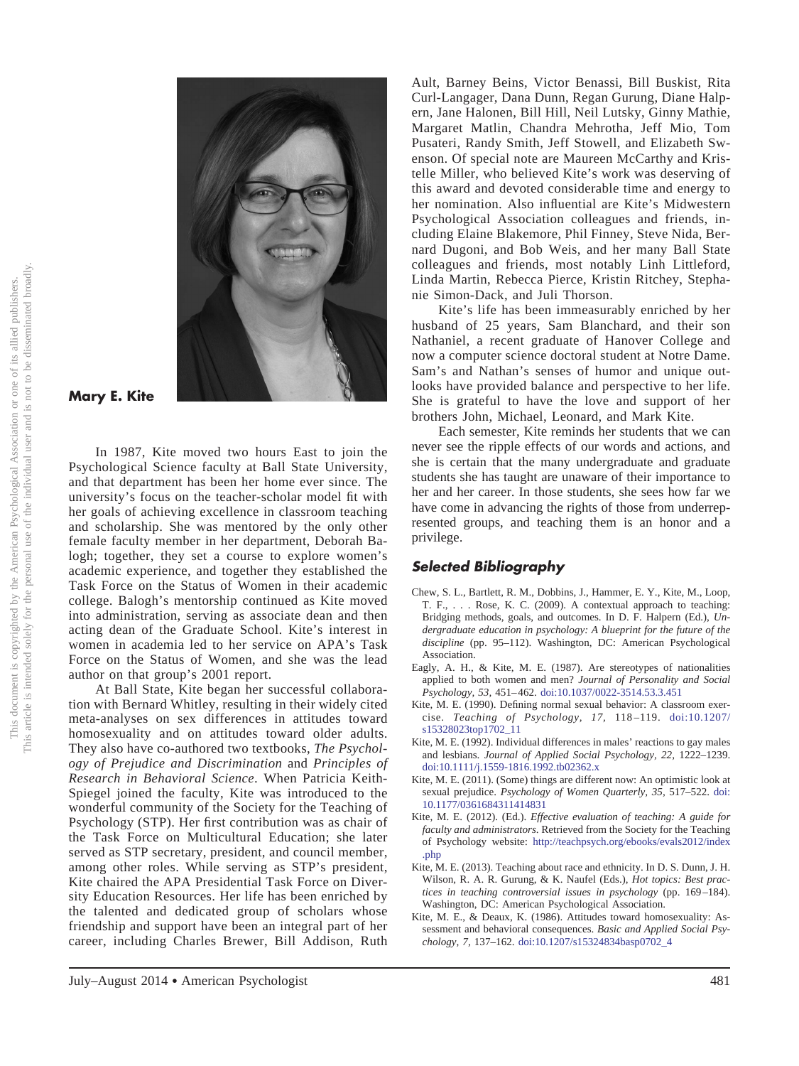**Mary E. Kite**

In 1987, Kite moved two hours East to join the Psychological Science faculty at Ball State University, and that department has been her home ever since. The university's focus on the teacher-scholar model fit with her goals of achieving excellence in classroom teaching and scholarship. She was mentored by the only other female faculty member in her department, Deborah Balogh; together, they set a course to explore women's academic experience, and together they established the Task Force on the Status of Women in their academic college. Balogh's mentorship continued as Kite moved into administration, serving as associate dean and then acting dean of the Graduate School. Kite's interest in women in academia led to her service on APA's Task Force on the Status of Women, and she was the lead author on that group's 2001 report.

At Ball State, Kite began her successful collaboration with Bernard Whitley, resulting in their widely cited meta-analyses on sex differences in attitudes toward homosexuality and on attitudes toward older adults. They also have co-authored two textbooks, *The Psychology of Prejudice and Discrimination* and *Principles of Research in Behavioral Science*. When Patricia Keith-Spiegel joined the faculty, Kite was introduced to the wonderful community of the Society for the Teaching of Psychology (STP). Her first contribution was as chair of the Task Force on Multicultural Education; she later served as STP secretary, president, and council member, among other roles. While serving as STP's president, Kite chaired the APA Presidential Task Force on Diversity Education Resources. Her life has been enriched by the talented and dedicated group of scholars whose friendship and support have been an integral part of her career, including Charles Brewer, Bill Addison, Ruth Ault, Barney Beins, Victor Benassi, Bill Buskist, Rita Curl-Langager, Dana Dunn, Regan Gurung, Diane Halpern, Jane Halonen, Bill Hill, Neil Lutsky, Ginny Mathie, Margaret Matlin, Chandra Mehrotha, Jeff Mio, Tom Pusateri, Randy Smith, Jeff Stowell, and Elizabeth Swenson. Of special note are Maureen McCarthy and Kristelle Miller, who believed Kite's work was deserving of this award and devoted considerable time and energy to her nomination. Also influential are Kite's Midwestern Psychological Association colleagues and friends, including Elaine Blakemore, Phil Finney, Steve Nida, Bernard Dugoni, and Bob Weis, and her many Ball State colleagues and friends, most notably Linh Littleford, Linda Martin, Rebecca Pierce, Kristin Ritchey, Stephanie Simon-Dack, and Juli Thorson.

Kite's life has been immeasurably enriched by her husband of 25 years, Sam Blanchard, and their son Nathaniel, a recent graduate of Hanover College and now a computer science doctoral student at Notre Dame. Sam's and Nathan's senses of humor and unique outlooks have provided balance and perspective to her life. She is grateful to have the love and support of her brothers John, Michael, Leonard, and Mark Kite.

Each semester, Kite reminds her students that we can never see the ripple effects of our words and actions, and she is certain that the many undergraduate and graduate students she has taught are unaware of their importance to her and her career. In those students, she sees how far we have come in advancing the rights of those from underrepresented groups, and teaching them is an honor and a privilege.

## Selected Bibliography

Chew, S. L., Bartlett, R. M., Dobbins, J., Hammer, E. Y., Kite, M., Loop, T. F., . . . Rose, K. C. (2009). A contextual approach to teaching: Bridging methods, goals, and outcomes. In D. F. Halpern (Ed.), *Undergraduate education in psychology: A blueprint for the future of the discipline* (pp. 95–112). Washington, DC: American Psychological Association.

Eagly, A. H., & Kite, M. E. (1987). Are stereotypes of nationalities applied to both women and men? *Journal of Personality and Social Psychology, 53*, 451–462. doi:10.1037/0022-3514.53.3.451

Kite, M. E. (1990). Defining normal sexual behavior: A classroom exercise. *Teaching of Psychology, 17*, 118–119. doi:10.1207/s15328023top1702_11

Kite, M. E. (1992). Individual differences in males' reactions to gay males and lesbians. *Journal of Applied Social Psychology, 22*, 1222–1239. doi:10.1111/j.1559-1816.1992.tb02362.x

Kite, M. E. (2011). (Some) things are different now: An optimistic look at sexual prejudice. *Psychology of Women Quarterly, 35*, 517–522. doi:10.1177/0361684311414831

Kite, M. E. (2012). (Ed.). *Effective evaluation of teaching: A guide for faculty and administrators*. Retrieved from the Society for the Teaching of Psychology website: http://teachpsych.org/ebooks/evals2012/index.php

Kite, M. E. (2013). Teaching about race and ethnicity. In D. S. Dunn, J. H. Wilson, R. A. R. Gurung, & K. Naufel (Eds.), *Hot topics: Best practices in teaching controversial issues in psychology* (pp. 169–184). Washington, DC: American Psychological Association.

Kite, M. E., & Deaux, K. (1986). Attitudes toward homosexuality: Assessment and behavioral consequences. *Basic and Applied Social Psychology, 7*, 137–162. doi:10.1207/s15324834basp0702_4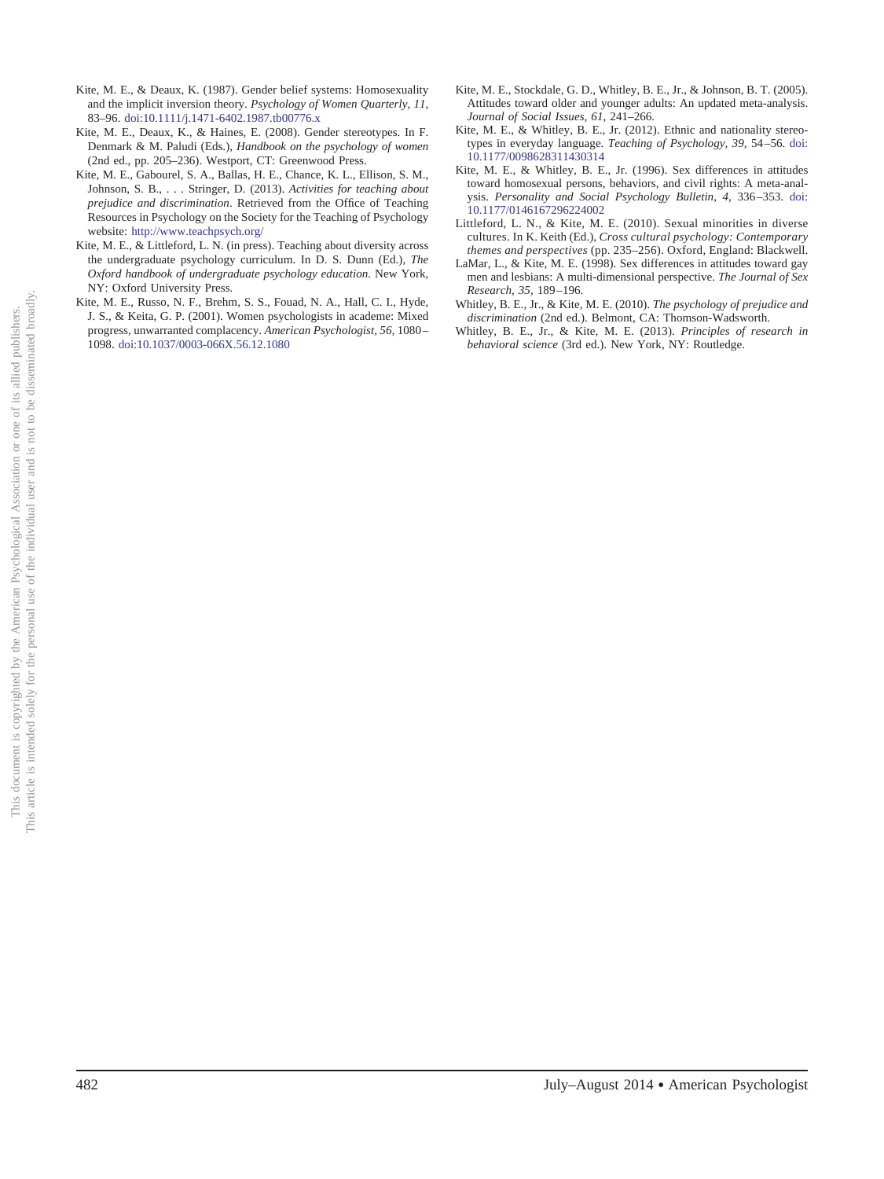Kite, M. E., & Deaux, K. (1987). Gender belief systems: Homosexuality and the implicit inversion theory. *Psychology of Women Quarterly, 11,* 83–96. doi:10.1111/j.1471-6402.1987.tb00776.x

Kite, M. E., Deaux, K., & Haines, E. (2008). Gender stereotypes. In F. Denmark & M. Paludi (Eds.), *Handbook on the psychology of women* (2nd ed., pp. 205–236). Westport, CT: Greenwood Press.

Kite, M. E., Gabourel, S. A., Ballas, H. E., Chance, K. L., Ellison, S. M., Johnson, S. B., . . . Stringer, D. (2013). *Activities for teaching about prejudice and discrimination*. Retrieved from the Office of Teaching Resources in Psychology on the Society for the Teaching of Psychology website: http://www.teachpsych.org/

Kite, M. E., & Littleford, L. N. (in press). Teaching about diversity across the undergraduate psychology curriculum. In D. S. Dunn (Ed.), *The Oxford handbook of undergraduate psychology education*. New York, NY: Oxford University Press.

Kite, M. E., Russo, N. F., Brehm, S. S., Fouad, N. A., Hall, C. I., Hyde, J. S., & Keita, G. P. (2001). Women psychologists in academe: Mixed progress, unwarranted complacency. *American Psychologist, 56,* 1080–1098. doi:10.1037/0003-066X.56.12.1080

Kite, M. E., Stockdale, G. D., Whitley, B. E., Jr., & Johnson, B. T. (2005). Attitudes toward older and younger adults: An updated meta-analysis. *Journal of Social Issues, 61,* 241–266.

Kite, M. E., & Whitley, B. E., Jr. (2012). Ethnic and nationality stereotypes in everyday language. *Teaching of Psychology, 39,* 54–56. doi:10.1177/0098628311430314

Kite, M. E., & Whitley, B. E., Jr. (1996). Sex differences in attitudes toward homosexual persons, behaviors, and civil rights: A meta-analysis. *Personality and Social Psychology Bulletin, 4,* 336–353. doi:10.1177/0146167296224002

Littleford, L. N., & Kite, M. E. (2010). Sexual minorities in diverse cultures. In K. Keith (Ed.), *Cross cultural psychology: Contemporary themes and perspectives* (pp. 235–256). Oxford, England: Blackwell.

LaMar, L., & Kite, M. E. (1998). Sex differences in attitudes toward gay men and lesbians: A multi-dimensional perspective. *The Journal of Sex Research, 35,* 189–196.

Whitley, B. E., Jr., & Kite, M. E. (2010). *The psychology of prejudice and discrimination* (2nd ed.). Belmont, CA: Thomson-Wadsworth.

Whitley, B. E., Jr., & Kite, M. E. (2013). *Principles of research in behavioral science* (3rd ed.). New York, NY: Routledge.